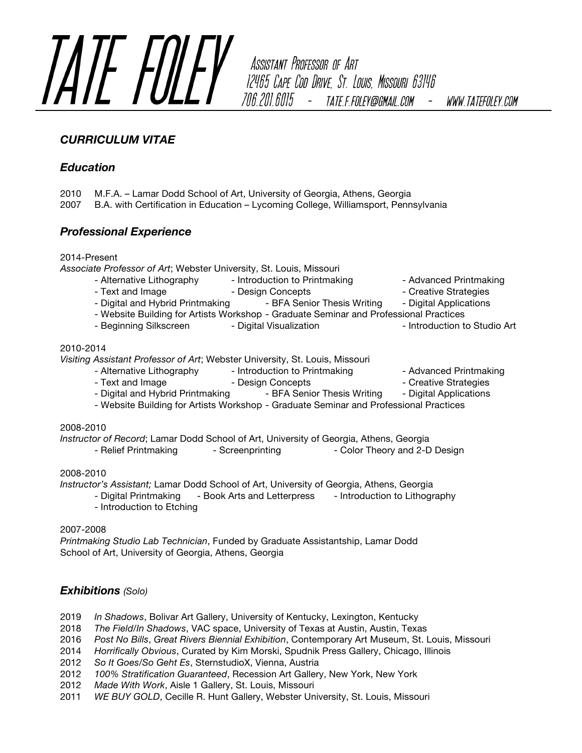# TATE FOLEY

Assistant Professor of Art
12465 Cape Cod Drive, St. Louis, Missouri 63146
706.201.6015 - tate.f.foley@gmail.com - www.tatefoley.com

## *CURRICULUM VITAE*

## *Education*

2010 M.F.A. – Lamar Dodd School of Art, University of Georgia, Athens, Georgia
2007 B.A. with Certification in Education – Lycoming College, Williamsport, Pennsylvania

## *Professional Experience*

2014-Present
*Associate Professor of Art*; Webster University, St. Louis, Missouri

- Alternative Lithography
- Introduction to Printmaking
- Advanced Printmaking
- Text and Image
- Design Concepts
- Creative Strategies
- Digital and Hybrid Printmaking
- BFA Senior Thesis Writing
- Digital Applications
- Website Building for Artists Workshop
- Graduate Seminar and Professional Practices
- Beginning Silkscreen
- Digital Visualization
- Introduction to Studio Art

2010-2014
*Visiting Assistant Professor of Art*; Webster University, St. Louis, Missouri

- Alternative Lithography
- Introduction to Printmaking
- Advanced Printmaking
- Text and Image
- Design Concepts
- Creative Strategies
- Digital and Hybrid Printmaking
- BFA Senior Thesis Writing
- Digital Applications
- Website Building for Artists Workshop
- Graduate Seminar and Professional Practices

2008-2010
*Instructor of Record*; Lamar Dodd School of Art, University of Georgia, Athens, Georgia

- Relief Printmaking
- Screenprinting
- Color Theory and 2-D Design

2008-2010
*Instructor's Assistant;* Lamar Dodd School of Art, University of Georgia, Athens, Georgia

- Digital Printmaking
- Book Arts and Letterpress
- Introduction to Lithography
- Introduction to Etching

2007-2008
*Printmaking Studio Lab Technician*, Funded by Graduate Assistantship, Lamar Dodd School of Art, University of Georgia, Athens, Georgia

## *Exhibitions* (Solo)

2019 *In Shadows*, Bolivar Art Gallery, University of Kentucky, Lexington, Kentucky
2018 *The Field/In Shadows*, VAC space, University of Texas at Austin, Austin, Texas
2016 *Post No Bills*, *Great Rivers Biennial Exhibition*, Contemporary Art Museum, St. Louis, Missouri
2014 *Horrifically Obvious*, Curated by Kim Morski, Spudnik Press Gallery, Chicago, Illinois
2012 *So It Goes/So Geht Es*, SternstudioX, Vienna, Austria
2012 *100% Stratification Guaranteed*, Recession Art Gallery, New York, New York
2012 *Made With Work*, Aisle 1 Gallery, St. Louis, Missouri
2011 *WE BUY GOLD*, Cecille R. Hunt Gallery, Webster University, St. Louis, Missouri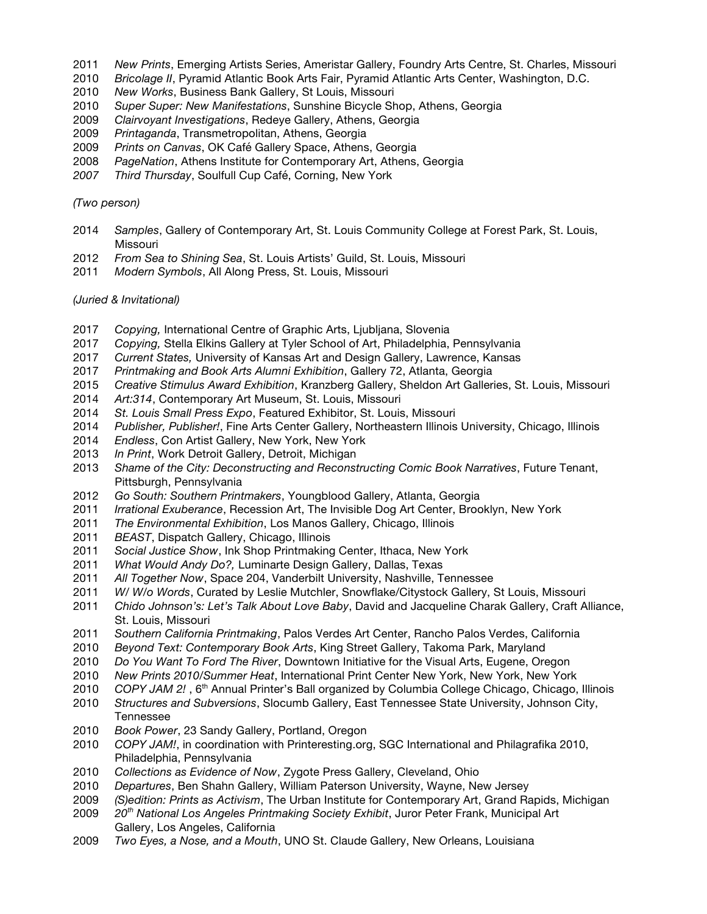2011 *New Prints*, Emerging Artists Series, Ameristar Gallery, Foundry Arts Centre, St. Charles, Missouri
2010 *Bricolage II*, Pyramid Atlantic Book Arts Fair, Pyramid Atlantic Arts Center, Washington, D.C.
2010 *New Works*, Business Bank Gallery, St Louis, Missouri
2010 *Super Super: New Manifestations*, Sunshine Bicycle Shop, Athens, Georgia
2009 *Clairvoyant Investigations*, Redeye Gallery, Athens, Georgia
2009 *Printaganda*, Transmetropolitan, Athens, Georgia
2009 *Prints on Canvas*, OK Café Gallery Space, Athens, Georgia
2008 *PageNation*, Athens Institute for Contemporary Art, Athens, Georgia
*2007 Third Thursday*, Soulfull Cup Café, Corning, New York

*(Two person)*

2014 *Samples*, Gallery of Contemporary Art, St. Louis Community College at Forest Park, St. Louis, Missouri
2012 *From Sea to Shining Sea*, St. Louis Artists' Guild, St. Louis, Missouri
2011 *Modern Symbols*, All Along Press, St. Louis, Missouri

*(Juried & Invitational)*

2017 *Copying,* International Centre of Graphic Arts, Ljubljana, Slovenia
2017 *Copying,* Stella Elkins Gallery at Tyler School of Art, Philadelphia, Pennsylvania
2017 *Current States,* University of Kansas Art and Design Gallery, Lawrence, Kansas
2017 *Printmaking and Book Arts Alumni Exhibition*, Gallery 72, Atlanta, Georgia
2015 *Creative Stimulus Award Exhibition*, Kranzberg Gallery, Sheldon Art Galleries, St. Louis, Missouri
2014 *Art:314*, Contemporary Art Museum, St. Louis, Missouri
2014 *St. Louis Small Press Expo*, Featured Exhibitor, St. Louis, Missouri
2014 *Publisher, Publisher!*, Fine Arts Center Gallery, Northeastern Illinois University, Chicago, Illinois
2014 *Endless*, Con Artist Gallery, New York, New York
2013 *In Print*, Work Detroit Gallery, Detroit, Michigan
2013 *Shame of the City: Deconstructing and Reconstructing Comic Book Narratives*, Future Tenant, Pittsburgh, Pennsylvania
2012 *Go South: Southern Printmakers*, Youngblood Gallery, Atlanta, Georgia
2011 *Irrational Exuberance*, Recession Art, The Invisible Dog Art Center, Brooklyn, New York
2011 *The Environmental Exhibition*, Los Manos Gallery, Chicago, Illinois
2011 *BEAST*, Dispatch Gallery, Chicago, Illinois
2011 *Social Justice Show*, Ink Shop Printmaking Center, Ithaca, New York
2011 *What Would Andy Do?,* Luminarte Design Gallery, Dallas, Texas
2011 *All Together Now*, Space 204, Vanderbilt University, Nashville, Tennessee
2011 *W/ W/o Words*, Curated by Leslie Mutchler, Snowflake/Citystock Gallery, St Louis, Missouri
2011 *Chido Johnson's: Let's Talk About Love Baby*, David and Jacqueline Charak Gallery, Craft Alliance, St. Louis, Missouri
2011 *Southern California Printmaking*, Palos Verdes Art Center, Rancho Palos Verdes, California
2010 *Beyond Text: Contemporary Book Arts*, King Street Gallery, Takoma Park, Maryland
2010 *Do You Want To Ford The River*, Downtown Initiative for the Visual Arts, Eugene, Oregon
2010 *New Prints 2010/Summer Heat*, International Print Center New York, New York, New York
2010 *COPY JAM 2!* , 6th Annual Printer's Ball organized by Columbia College Chicago, Chicago, Illinois
2010 *Structures and Subversions*, Slocumb Gallery, East Tennessee State University, Johnson City, Tennessee
2010 *Book Power*, 23 Sandy Gallery, Portland, Oregon
2010 *COPY JAM!*, in coordination with Printeresting.org, SGC International and Philagrafika 2010, Philadelphia, Pennsylvania
2010 *Collections as Evidence of Now*, Zygote Press Gallery, Cleveland, Ohio
2010 *Departures*, Ben Shahn Gallery, William Paterson University, Wayne, New Jersey
2009 *(S)edition: Prints as Activism*, The Urban Institute for Contemporary Art, Grand Rapids, Michigan
2009 *20th National Los Angeles Printmaking Society Exhibit*, Juror Peter Frank, Municipal Art Gallery, Los Angeles, California
2009 *Two Eyes, a Nose, and a Mouth*, UNO St. Claude Gallery, New Orleans, Louisiana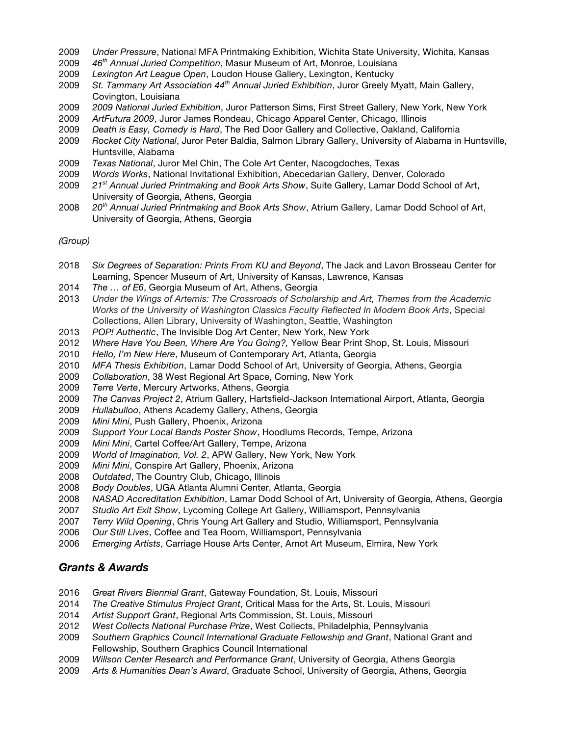2009 *Under Pressure*, National MFA Printmaking Exhibition, Wichita State University, Wichita, Kansas
2009 *46th Annual Juried Competition*, Masur Museum of Art, Monroe, Louisiana
2009 *Lexington Art League Open*, Loudon House Gallery, Lexington, Kentucky
2009 *St. Tammany Art Association 44th Annual Juried Exhibition*, Juror Greely Myatt, Main Gallery, Covington, Louisiana
2009 *2009 National Juried Exhibition*, Juror Patterson Sims, First Street Gallery, New York, New York
2009 *ArtFutura 2009*, Juror James Rondeau, Chicago Apparel Center, Chicago, Illinois
2009 *Death is Easy, Comedy is Hard*, The Red Door Gallery and Collective, Oakland, California
2009 *Rocket City National*, Juror Peter Baldia, Salmon Library Gallery, University of Alabama in Huntsville, Huntsville, Alabama
2009 *Texas National*, Juror Mel Chin, The Cole Art Center, Nacogdoches, Texas
2009 *Words Works*, National Invitational Exhibition, Abecedarian Gallery, Denver, Colorado
2009 *21st Annual Juried Printmaking and Book Arts Show*, Suite Gallery, Lamar Dodd School of Art, University of Georgia, Athens, Georgia
2008 *20th Annual Juried Printmaking and Book Arts Show*, Atrium Gallery, Lamar Dodd School of Art, University of Georgia, Athens, Georgia

*(Group)*

2018 *Six Degrees of Separation: Prints From KU and Beyond*, The Jack and Lavon Brosseau Center for Learning, Spencer Museum of Art, University of Kansas, Lawrence, Kansas
2014 *The … of E6*, Georgia Museum of Art, Athens, Georgia
2013 *Under the Wings of Artemis: The Crossroads of Scholarship and Art, Themes from the Academic Works of the University of Washington Classics Faculty Reflected In Modern Book Arts*, Special Collections, Allen Library, University of Washington, Seattle, Washington
2013 *POP! Authentic*, The Invisible Dog Art Center, New York, New York
2012 *Where Have You Been, Where Are You Going?,* Yellow Bear Print Shop, St. Louis, Missouri
2010 *Hello, I'm New Here*, Museum of Contemporary Art, Atlanta, Georgia
2010 *MFA Thesis Exhibition*, Lamar Dodd School of Art, University of Georgia, Athens, Georgia
2009 *Collaboration*, 38 West Regional Art Space, Corning, New York
2009 *Terre Verte*, Mercury Artworks, Athens, Georgia
2009 *The Canvas Project 2*, Atrium Gallery, Hartsfield-Jackson International Airport, Atlanta, Georgia
2009 *Hullabulloo*, Athens Academy Gallery, Athens, Georgia
2009 *Mini Mini*, Push Gallery, Phoenix, Arizona
2009 *Support Your Local Bands Poster Show*, Hoodlums Records, Tempe, Arizona
2009 *Mini Mini*, Cartel Coffee/Art Gallery, Tempe, Arizona
2009 *World of Imagination, Vol. 2*, APW Gallery, New York, New York
2009 *Mini Mini*, Conspire Art Gallery, Phoenix, Arizona
2008 *Outdated*, The Country Club, Chicago, Illinois
2008 *Body Doubles*, UGA Atlanta Alumni Center, Atlanta, Georgia
2008 *NASAD Accreditation Exhibition*, Lamar Dodd School of Art, University of Georgia, Athens, Georgia
2007 *Studio Art Exit Show*, Lycoming College Art Gallery, Williamsport, Pennsylvania
2007 *Terry Wild Opening*, Chris Young Art Gallery and Studio, Williamsport, Pennsylvania
2006 *Our Still Lives*, Coffee and Tea Room, Williamsport, Pennsylvania
2006 *Emerging Artists*, Carriage House Arts Center, Arnot Art Museum, Elmira, New York

## *Grants & Awards*

2016 *Great Rivers Biennial Grant*, Gateway Foundation, St. Louis, Missouri
2014 *The Creative Stimulus Project Grant*, Critical Mass for the Arts, St. Louis, Missouri
2014 *Artist Support Grant*, Regional Arts Commission, St. Louis, Missouri
2012 *West Collects National Purchase Prize*, West Collects, Philadelphia, Pennsylvania
2009 *Southern Graphics Council International Graduate Fellowship and Grant*, National Grant and Fellowship, Southern Graphics Council International
2009 *Willson Center Research and Performance Grant*, University of Georgia, Athens Georgia
2009 *Arts & Humanities Dean's Award*, Graduate School, University of Georgia, Athens, Georgia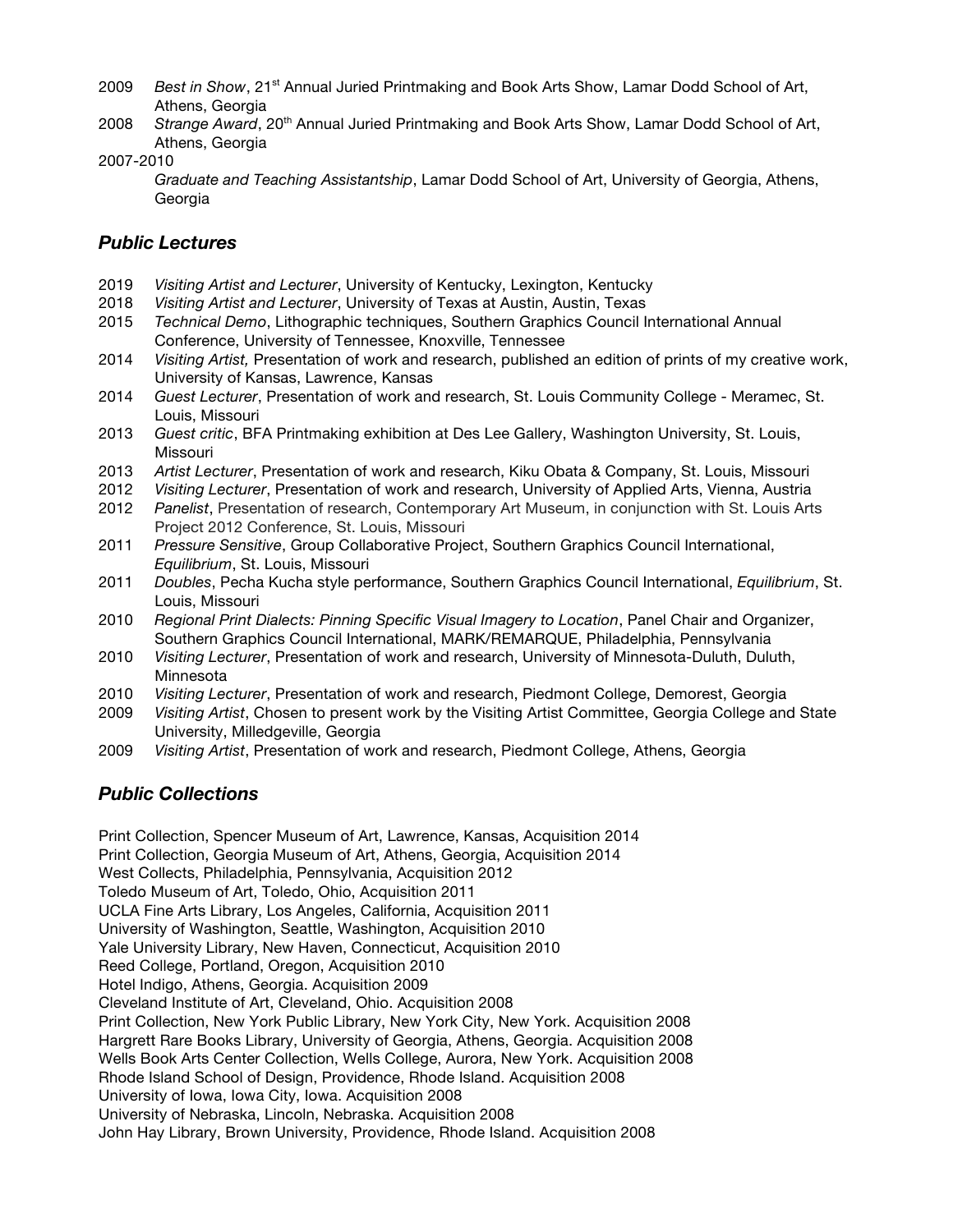2009 *Best in Show*, 21st Annual Juried Printmaking and Book Arts Show, Lamar Dodd School of Art, Athens, Georgia

2008 *Strange Award*, 20th Annual Juried Printmaking and Book Arts Show, Lamar Dodd School of Art, Athens, Georgia

2007-2010
*Graduate and Teaching Assistantship*, Lamar Dodd School of Art, University of Georgia, Athens, Georgia

## *Public Lectures*

2019 *Visiting Artist and Lecturer*, University of Kentucky, Lexington, Kentucky

2018 *Visiting Artist and Lecturer*, University of Texas at Austin, Austin, Texas

2015 *Technical Demo*, Lithographic techniques, Southern Graphics Council International Annual Conference, University of Tennessee, Knoxville, Tennessee

2014 *Visiting Artist,* Presentation of work and research, published an edition of prints of my creative work, University of Kansas, Lawrence, Kansas

2014 *Guest Lecturer*, Presentation of work and research, St. Louis Community College - Meramec, St. Louis, Missouri

2013 *Guest critic*, BFA Printmaking exhibition at Des Lee Gallery, Washington University, St. Louis, Missouri

2013 *Artist Lecturer*, Presentation of work and research, Kiku Obata & Company, St. Louis, Missouri

2012 *Visiting Lecturer*, Presentation of work and research, University of Applied Arts, Vienna, Austria

2012 *Panelist*, Presentation of research, Contemporary Art Museum, in conjunction with St. Louis Arts Project 2012 Conference, St. Louis, Missouri

2011 *Pressure Sensitive*, Group Collaborative Project, Southern Graphics Council International, *Equilibrium*, St. Louis, Missouri

2011 *Doubles*, Pecha Kucha style performance, Southern Graphics Council International, *Equilibrium*, St. Louis, Missouri

2010 *Regional Print Dialects: Pinning Specific Visual Imagery to Location*, Panel Chair and Organizer, Southern Graphics Council International, MARK/REMARQUE, Philadelphia, Pennsylvania

2010 *Visiting Lecturer*, Presentation of work and research, University of Minnesota-Duluth, Duluth, Minnesota

2010 *Visiting Lecturer*, Presentation of work and research, Piedmont College, Demorest, Georgia

2009 *Visiting Artist*, Chosen to present work by the Visiting Artist Committee, Georgia College and State University, Milledgeville, Georgia

2009 *Visiting Artist*, Presentation of work and research, Piedmont College, Athens, Georgia

## *Public Collections*

Print Collection, Spencer Museum of Art, Lawrence, Kansas, Acquisition 2014
Print Collection, Georgia Museum of Art, Athens, Georgia, Acquisition 2014
West Collects, Philadelphia, Pennsylvania, Acquisition 2012
Toledo Museum of Art, Toledo, Ohio, Acquisition 2011
UCLA Fine Arts Library, Los Angeles, California, Acquisition 2011
University of Washington, Seattle, Washington, Acquisition 2010
Yale University Library, New Haven, Connecticut, Acquisition 2010
Reed College, Portland, Oregon, Acquisition 2010
Hotel Indigo, Athens, Georgia. Acquisition 2009
Cleveland Institute of Art, Cleveland, Ohio. Acquisition 2008
Print Collection, New York Public Library, New York City, New York. Acquisition 2008
Hargrett Rare Books Library, University of Georgia, Athens, Georgia. Acquisition 2008
Wells Book Arts Center Collection, Wells College, Aurora, New York. Acquisition 2008
Rhode Island School of Design, Providence, Rhode Island. Acquisition 2008
University of Iowa, Iowa City, Iowa. Acquisition 2008
University of Nebraska, Lincoln, Nebraska. Acquisition 2008
John Hay Library, Brown University, Providence, Rhode Island. Acquisition 2008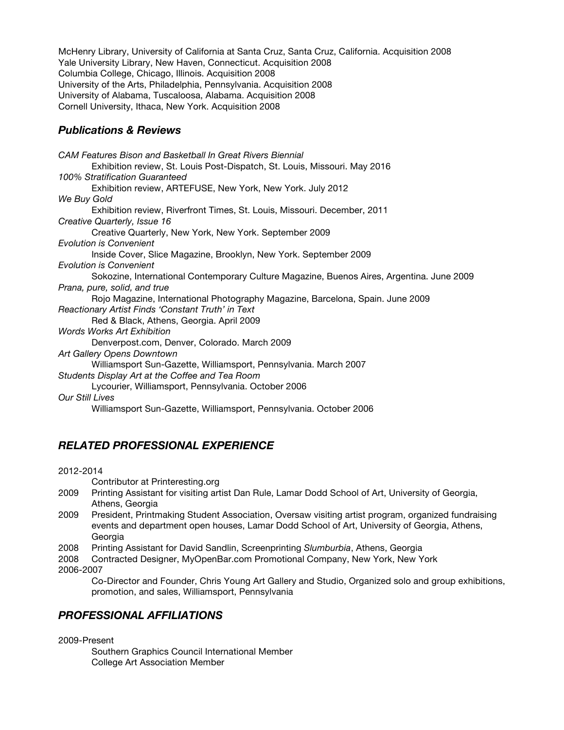McHenry Library, University of California at Santa Cruz, Santa Cruz, California. Acquisition 2008
Yale University Library, New Haven, Connecticut. Acquisition 2008
Columbia College, Chicago, Illinois. Acquisition 2008
University of the Arts, Philadelphia, Pennsylvania. Acquisition 2008
University of Alabama, Tuscaloosa, Alabama. Acquisition 2008
Cornell University, Ithaca, New York. Acquisition 2008

### *Publications & Reviews*

*CAM Features Bison and Basketball In Great Rivers Biennial*
Exhibition review, St. Louis Post-Dispatch, St. Louis, Missouri. May 2016

*100% Stratification Guaranteed*
Exhibition review, ARTEFUSE, New York, New York. July 2012

*We Buy Gold*
Exhibition review, Riverfront Times, St. Louis, Missouri. December, 2011

*Creative Quarterly, Issue 16*
Creative Quarterly, New York, New York. September 2009

*Evolution is Convenient*
Inside Cover, Slice Magazine, Brooklyn, New York. September 2009

*Evolution is Convenient*
Sokozine, International Contemporary Culture Magazine, Buenos Aires, Argentina. June 2009

*Prana, pure, solid, and true*
Rojo Magazine, International Photography Magazine, Barcelona, Spain. June 2009

*Reactionary Artist Finds 'Constant Truth' in Text*
Red & Black, Athens, Georgia. April 2009

*Words Works Art Exhibition*
Denverpost.com, Denver, Colorado. March 2009

*Art Gallery Opens Downtown*
Williamsport Sun-Gazette, Williamsport, Pennsylvania. March 2007

*Students Display Art at the Coffee and Tea Room*
Lycourier, Williamsport, Pennsylvania. October 2006

*Our Still Lives*
Williamsport Sun-Gazette, Williamsport, Pennsylvania. October 2006

## *RELATED PROFESSIONAL EXPERIENCE*

2012-2014
Contributor at Printeresting.org

2009 Printing Assistant for visiting artist Dan Rule, Lamar Dodd School of Art, University of Georgia, Athens, Georgia

2009 President, Printmaking Student Association, Oversaw visiting artist program, organized fundraising events and department open houses, Lamar Dodd School of Art, University of Georgia, Athens, Georgia

2008 Printing Assistant for David Sandlin, Screenprinting *Slumburbia*, Athens, Georgia

2008 Contracted Designer, MyOpenBar.com Promotional Company, New York, New York

2006-2007
Co-Director and Founder, Chris Young Art Gallery and Studio, Organized solo and group exhibitions, promotion, and sales, Williamsport, Pennsylvania

## *PROFESSIONAL AFFILIATIONS*

2009-Present
Southern Graphics Council International Member
College Art Association Member